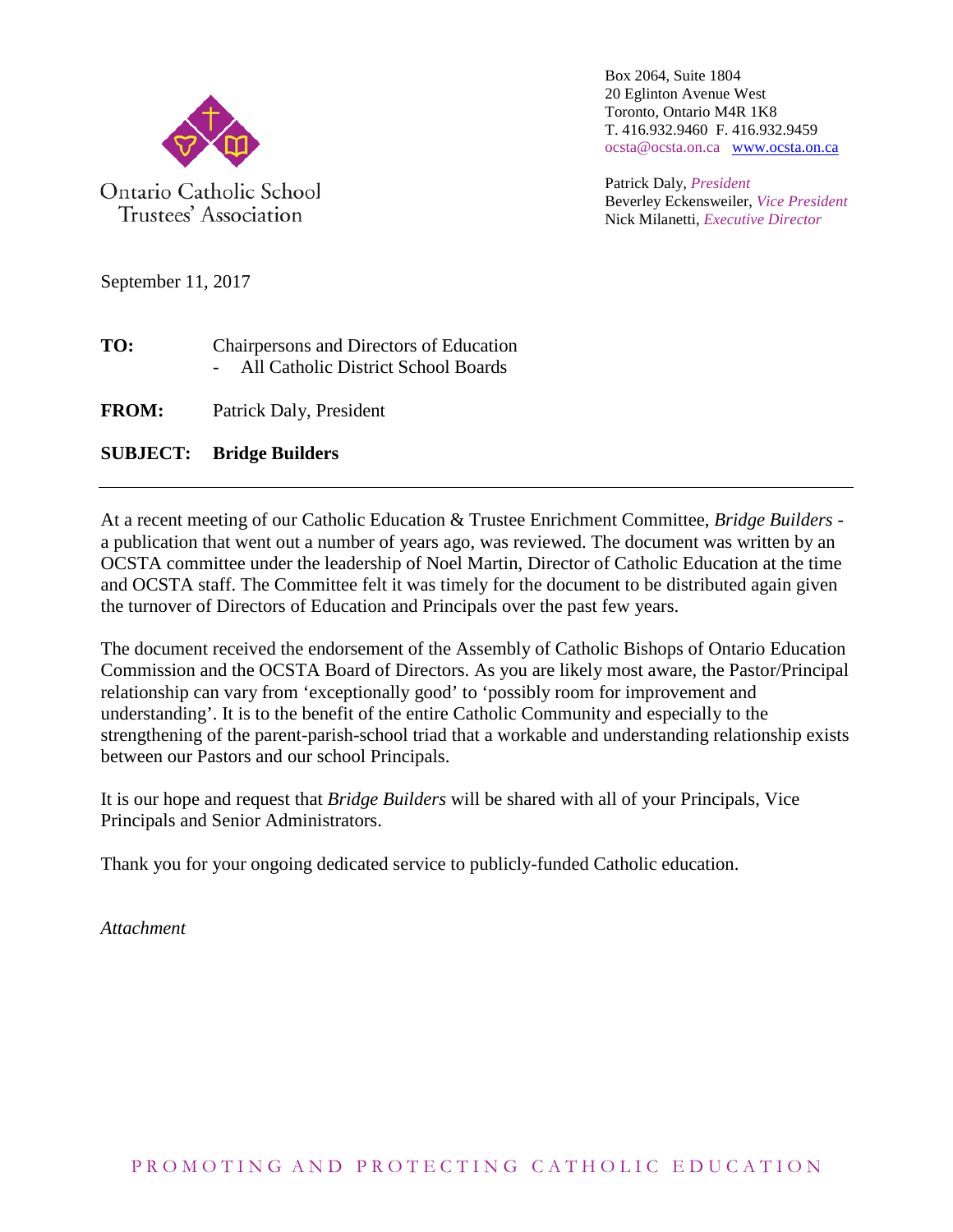Ontario Catholic School Trustees' Association

Box 2064, Suite 1804
20 Eglinton Avenue West
Toronto, Ontario M4R 1K8
T. 416.932.9460 F. 416.932.9459
ocsta@ocsta.on.ca www.ocsta.on.ca

Patrick Daly, *President*
Beverley Eckensweiler, *Vice President*
Nick Milanetti, *Executive Director*

September 11, 2017

**TO:** Chairpersons and Directors of Education
- All Catholic District School Boards

**FROM:** Patrick Daly, President

**SUBJECT: Bridge Builders**

---

At a recent meeting of our Catholic Education & Trustee Enrichment Committee, *Bridge Builders* - a publication that went out a number of years ago, was reviewed. The document was written by an OCSTA committee under the leadership of Noel Martin, Director of Catholic Education at the time and OCSTA staff. The Committee felt it was timely for the document to be distributed again given the turnover of Directors of Education and Principals over the past few years.

The document received the endorsement of the Assembly of Catholic Bishops of Ontario Education Commission and the OCSTA Board of Directors. As you are likely most aware, the Pastor/Principal relationship can vary from 'exceptionally good' to 'possibly room for improvement and understanding'. It is to the benefit of the entire Catholic Community and especially to the strengthening of the parent-parish-school triad that a workable and understanding relationship exists between our Pastors and our school Principals.

It is our hope and request that *Bridge Builders* will be shared with all of your Principals, Vice Principals and Senior Administrators.

Thank you for your ongoing dedicated service to publicly-funded Catholic education.

*Attachment*

PROMOTING AND PROTECTING CATHOLIC EDUCATION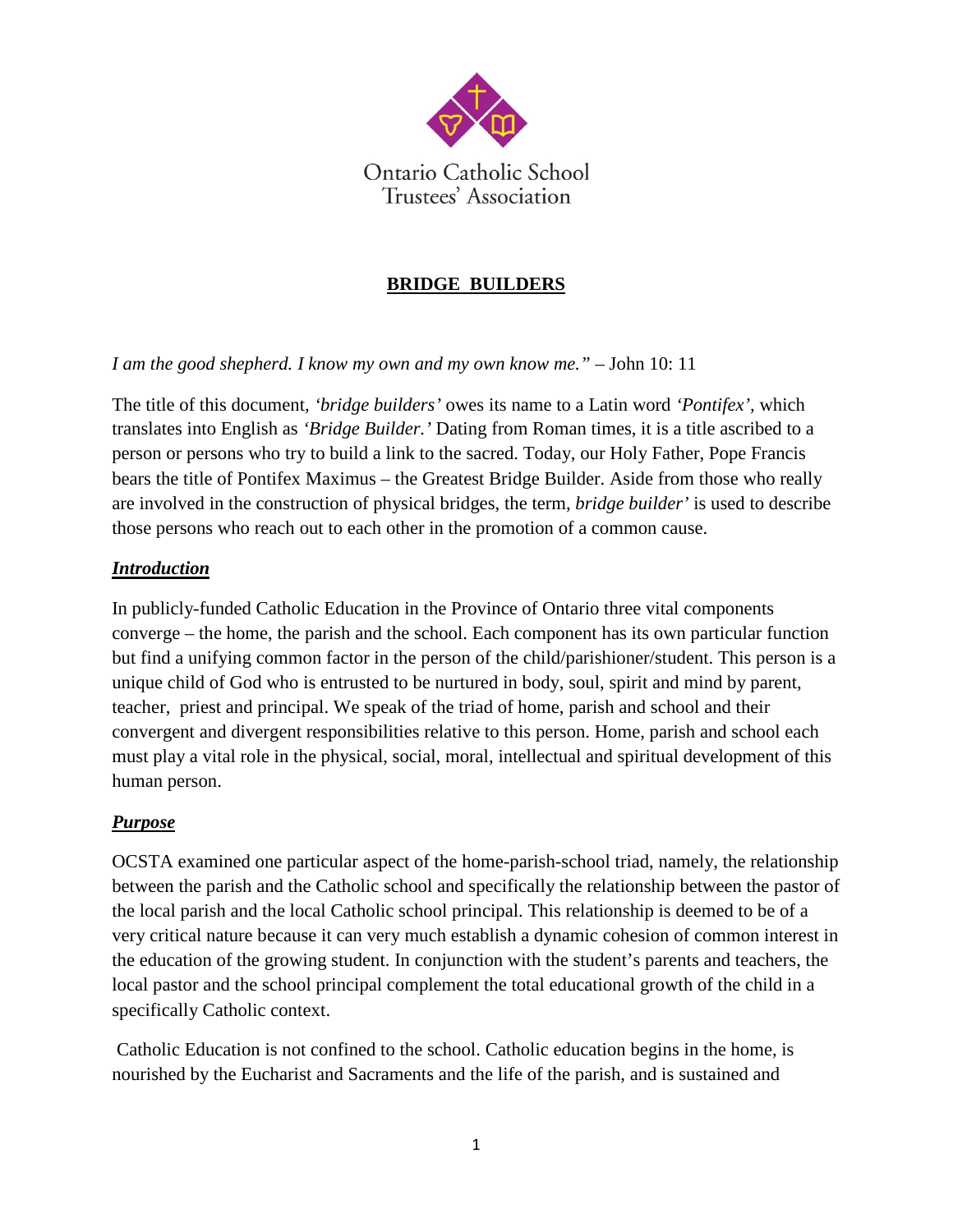Ontario Catholic School Trustees' Association

## BRIDGE BUILDERS

*I am the good shepherd. I know my own and my own know me."* – John 10: 11

The title of this document, *'bridge builders'* owes its name to a Latin word *'Pontifex'*, which translates into English as *'Bridge Builder.'* Dating from Roman times, it is a title ascribed to a person or persons who try to build a link to the sacred. Today, our Holy Father, Pope Francis bears the title of Pontifex Maximus – the Greatest Bridge Builder. Aside from those who really are involved in the construction of physical bridges, the term, *bridge builder'* is used to describe those persons who reach out to each other in the promotion of a common cause.

### ***Introduction***

In publicly-funded Catholic Education in the Province of Ontario three vital components converge – the home, the parish and the school. Each component has its own particular function but find a unifying common factor in the person of the child/parishioner/student. This person is a unique child of God who is entrusted to be nurtured in body, soul, spirit and mind by parent, teacher, priest and principal. We speak of the triad of home, parish and school and their convergent and divergent responsibilities relative to this person. Home, parish and school each must play a vital role in the physical, social, moral, intellectual and spiritual development of this human person.

### ***Purpose***

OCSTA examined one particular aspect of the home-parish-school triad, namely, the relationship between the parish and the Catholic school and specifically the relationship between the pastor of the local parish and the local Catholic school principal. This relationship is deemed to be of a very critical nature because it can very much establish a dynamic cohesion of common interest in the education of the growing student. In conjunction with the student's parents and teachers, the local pastor and the school principal complement the total educational growth of the child in a specifically Catholic context.

Catholic Education is not confined to the school. Catholic education begins in the home, is nourished by the Eucharist and Sacraments and the life of the parish, and is sustained and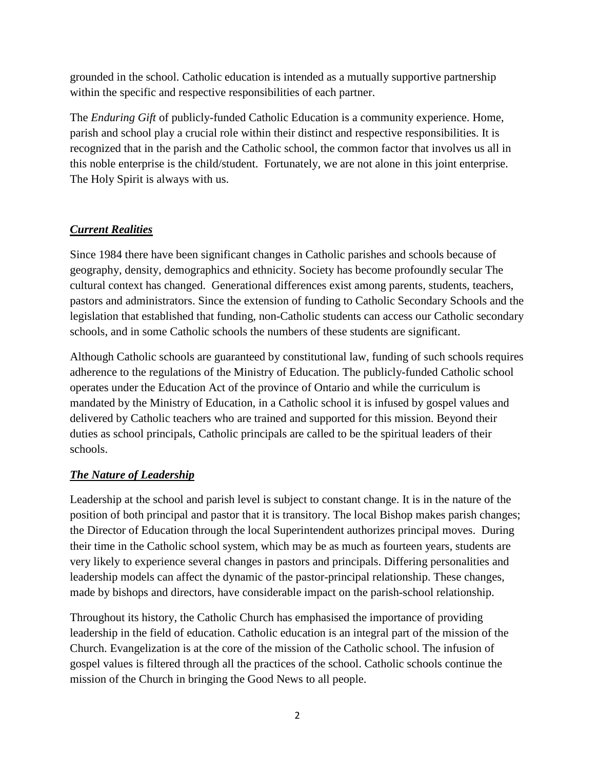grounded in the school. Catholic education is intended as a mutually supportive partnership within the specific and respective responsibilities of each partner.

The *Enduring Gift* of publicly-funded Catholic Education is a community experience. Home, parish and school play a crucial role within their distinct and respective responsibilities. It is recognized that in the parish and the Catholic school, the common factor that involves us all in this noble enterprise is the child/student. Fortunately, we are not alone in this joint enterprise. The Holy Spirit is always with us.

## ***Current Realities***

Since 1984 there have been significant changes in Catholic parishes and schools because of geography, density, demographics and ethnicity. Society has become profoundly secular The cultural context has changed. Generational differences exist among parents, students, teachers, pastors and administrators. Since the extension of funding to Catholic Secondary Schools and the legislation that established that funding, non-Catholic students can access our Catholic secondary schools, and in some Catholic schools the numbers of these students are significant.

Although Catholic schools are guaranteed by constitutional law, funding of such schools requires adherence to the regulations of the Ministry of Education. The publicly-funded Catholic school operates under the Education Act of the province of Ontario and while the curriculum is mandated by the Ministry of Education, in a Catholic school it is infused by gospel values and delivered by Catholic teachers who are trained and supported for this mission. Beyond their duties as school principals, Catholic principals are called to be the spiritual leaders of their schools.

## ***The Nature of Leadership***

Leadership at the school and parish level is subject to constant change. It is in the nature of the position of both principal and pastor that it is transitory. The local Bishop makes parish changes; the Director of Education through the local Superintendent authorizes principal moves. During their time in the Catholic school system, which may be as much as fourteen years, students are very likely to experience several changes in pastors and principals. Differing personalities and leadership models can affect the dynamic of the pastor-principal relationship. These changes, made by bishops and directors, have considerable impact on the parish-school relationship.

Throughout its history, the Catholic Church has emphasised the importance of providing leadership in the field of education. Catholic education is an integral part of the mission of the Church. Evangelization is at the core of the mission of the Catholic school. The infusion of gospel values is filtered through all the practices of the school. Catholic schools continue the mission of the Church in bringing the Good News to all people.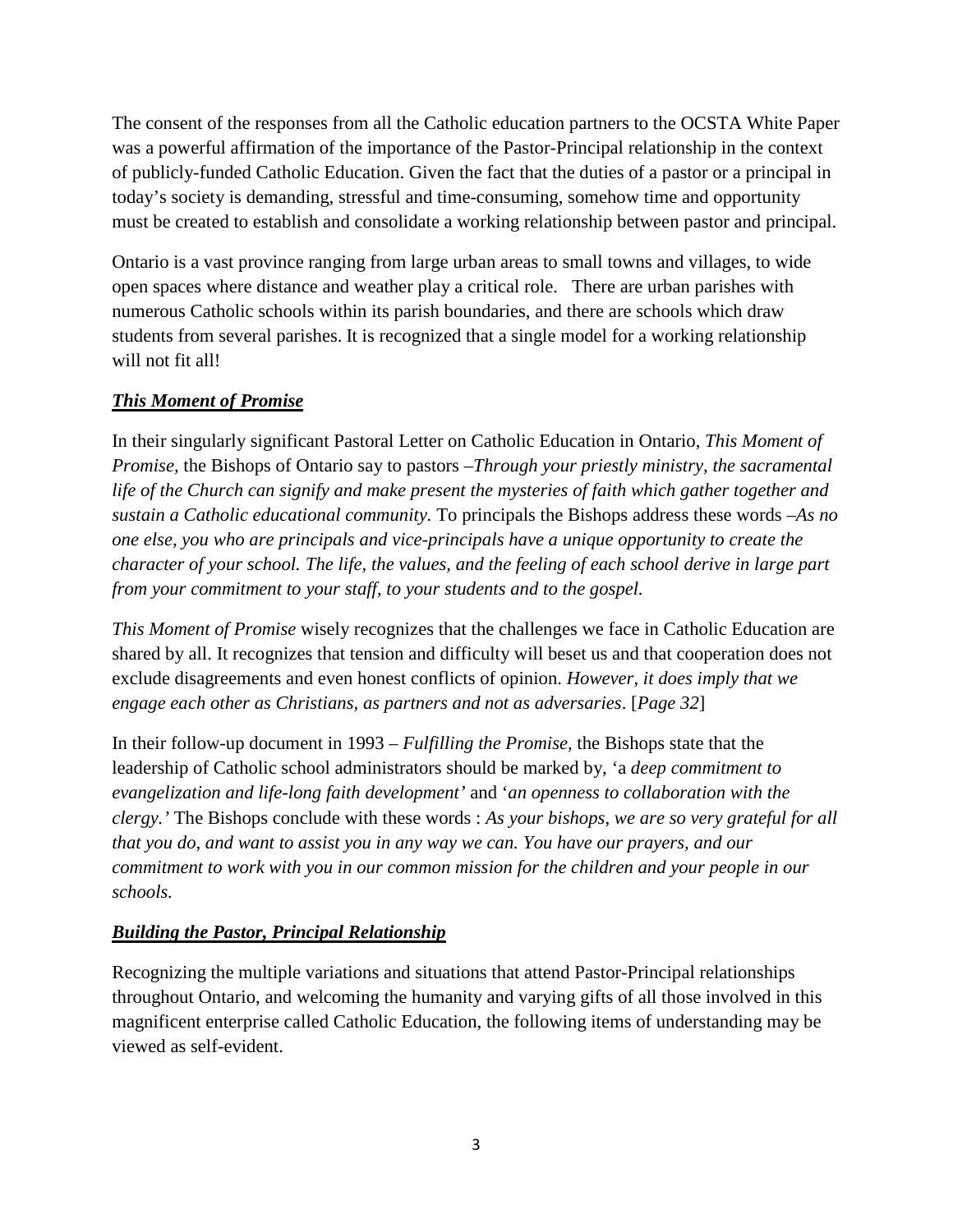The consent of the responses from all the Catholic education partners to the OCSTA White Paper was a powerful affirmation of the importance of the Pastor-Principal relationship in the context of publicly-funded Catholic Education. Given the fact that the duties of a pastor or a principal in today's society is demanding, stressful and time-consuming, somehow time and opportunity must be created to establish and consolidate a working relationship between pastor and principal.

Ontario is a vast province ranging from large urban areas to small towns and villages, to wide open spaces where distance and weather play a critical role. There are urban parishes with numerous Catholic schools within its parish boundaries, and there are schools which draw students from several parishes. It is recognized that a single model for a working relationship will not fit all!

## ***This Moment of Promise***

In their singularly significant Pastoral Letter on Catholic Education in Ontario, *This Moment of Promise,* the Bishops of Ontario say to pastors –*Through your priestly ministry, the sacramental life of the Church can signify and make present the mysteries of faith which gather together and sustain a Catholic educational community.* To principals the Bishops address these words –*As no one else, you who are principals and vice-principals have a unique opportunity to create the character of your school. The life, the values, and the feeling of each school derive in large part from your commitment to your staff, to your students and to the gospel.*

*This Moment of Promise* wisely recognizes that the challenges we face in Catholic Education are shared by all. It recognizes that tension and difficulty will beset us and that cooperation does not exclude disagreements and even honest conflicts of opinion. *However, it does imply that we engage each other as Christians, as partners and not as adversaries*. [*Page 32*]

In their follow-up document in 1993 – *Fulfilling the Promise,* the Bishops state that the leadership of Catholic school administrators should be marked by, 'a *deep commitment to evangelization and life-long faith development'* and '*an openness to collaboration with the clergy.'* The Bishops conclude with these words : *As your bishops, we are so very grateful for all that you do, and want to assist you in any way we can. You have our prayers, and our commitment to work with you in our common mission for the children and your people in our schools.*

## ***Building the Pastor, Principal Relationship***

Recognizing the multiple variations and situations that attend Pastor-Principal relationships throughout Ontario, and welcoming the humanity and varying gifts of all those involved in this magnificent enterprise called Catholic Education, the following items of understanding may be viewed as self-evident.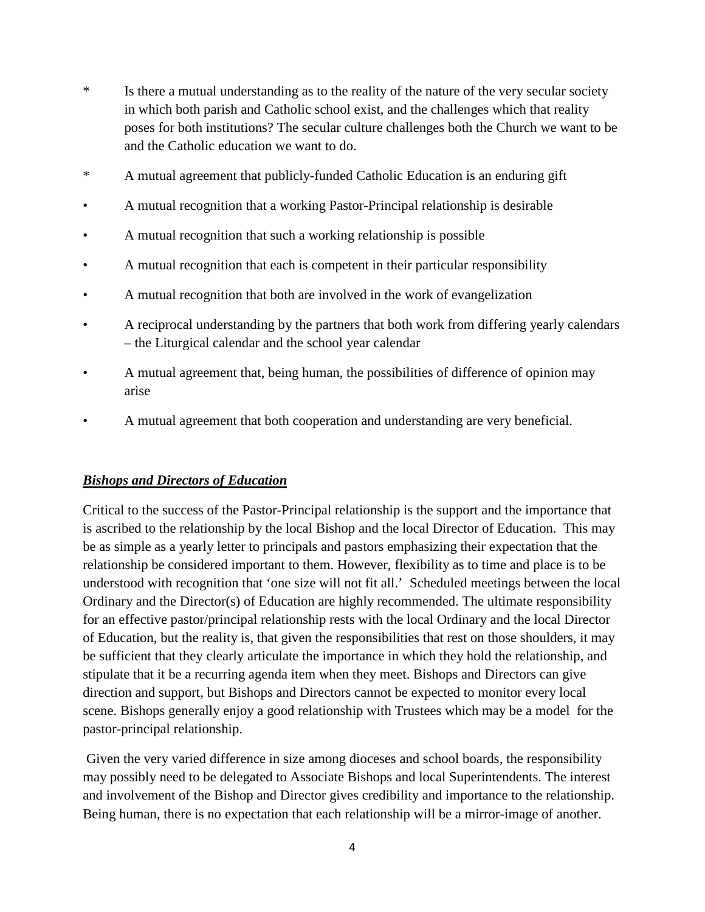- Is there a mutual understanding as to the reality of the nature of the very secular society in which both parish and Catholic school exist, and the challenges which that reality poses for both institutions? The secular culture challenges both the Church we want to be and the Catholic education we want to do.
- A mutual agreement that publicly-funded Catholic Education is an enduring gift
- A mutual recognition that a working Pastor-Principal relationship is desirable
- A mutual recognition that such a working relationship is possible
- A mutual recognition that each is competent in their particular responsibility
- A mutual recognition that both are involved in the work of evangelization
- A reciprocal understanding by the partners that both work from differing yearly calendars – the Liturgical calendar and the school year calendar
- A mutual agreement that, being human, the possibilities of difference of opinion may arise
- A mutual agreement that both cooperation and understanding are very beneficial.

## ***Bishops and Directors of Education***

Critical to the success of the Pastor-Principal relationship is the support and the importance that is ascribed to the relationship by the local Bishop and the local Director of Education. This may be as simple as a yearly letter to principals and pastors emphasizing their expectation that the relationship be considered important to them. However, flexibility as to time and place is to be understood with recognition that 'one size will not fit all.' Scheduled meetings between the local Ordinary and the Director(s) of Education are highly recommended. The ultimate responsibility for an effective pastor/principal relationship rests with the local Ordinary and the local Director of Education, but the reality is, that given the responsibilities that rest on those shoulders, it may be sufficient that they clearly articulate the importance in which they hold the relationship, and stipulate that it be a recurring agenda item when they meet. Bishops and Directors can give direction and support, but Bishops and Directors cannot be expected to monitor every local scene. Bishops generally enjoy a good relationship with Trustees which may be a model for the pastor-principal relationship.

Given the very varied difference in size among dioceses and school boards, the responsibility may possibly need to be delegated to Associate Bishops and local Superintendents. The interest and involvement of the Bishop and Director gives credibility and importance to the relationship. Being human, there is no expectation that each relationship will be a mirror-image of another.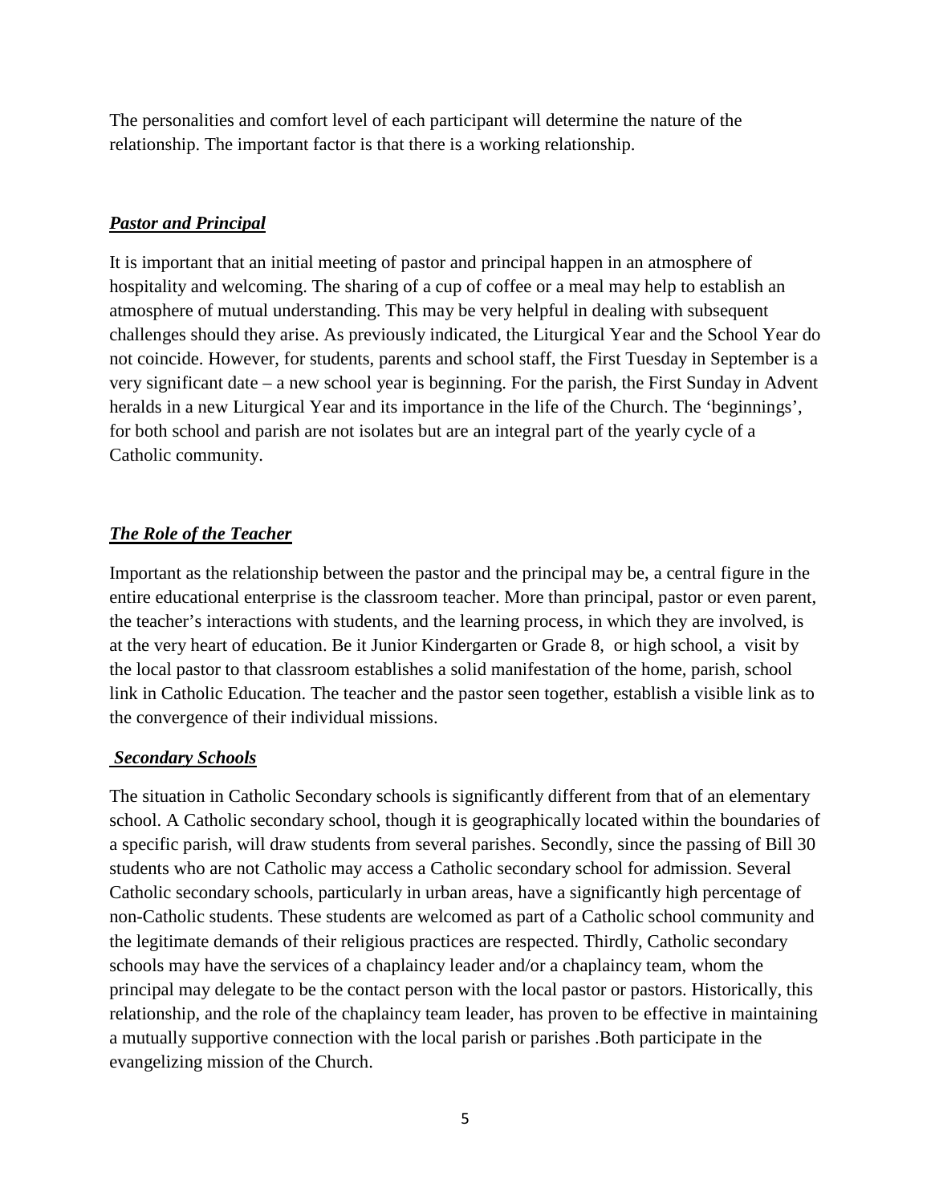The personalities and comfort level of each participant will determine the nature of the relationship. The important factor is that there is a working relationship.

### ***Pastor and Principal***

It is important that an initial meeting of pastor and principal happen in an atmosphere of hospitality and welcoming. The sharing of a cup of coffee or a meal may help to establish an atmosphere of mutual understanding. This may be very helpful in dealing with subsequent challenges should they arise. As previously indicated, the Liturgical Year and the School Year do not coincide. However, for students, parents and school staff, the First Tuesday in September is a very significant date – a new school year is beginning. For the parish, the First Sunday in Advent heralds in a new Liturgical Year and its importance in the life of the Church. The 'beginnings', for both school and parish are not isolates but are an integral part of the yearly cycle of a Catholic community.

### ***The Role of the Teacher***

Important as the relationship between the pastor and the principal may be, a central figure in the entire educational enterprise is the classroom teacher. More than principal, pastor or even parent, the teacher's interactions with students, and the learning process, in which they are involved, is at the very heart of education. Be it Junior Kindergarten or Grade 8, or high school, a visit by the local pastor to that classroom establishes a solid manifestation of the home, parish, school link in Catholic Education. The teacher and the pastor seen together, establish a visible link as to the convergence of their individual missions.

### ***Secondary Schools***

The situation in Catholic Secondary schools is significantly different from that of an elementary school. A Catholic secondary school, though it is geographically located within the boundaries of a specific parish, will draw students from several parishes. Secondly, since the passing of Bill 30 students who are not Catholic may access a Catholic secondary school for admission. Several Catholic secondary schools, particularly in urban areas, have a significantly high percentage of non-Catholic students. These students are welcomed as part of a Catholic school community and the legitimate demands of their religious practices are respected. Thirdly, Catholic secondary schools may have the services of a chaplaincy leader and/or a chaplaincy team, whom the principal may delegate to be the contact person with the local pastor or pastors. Historically, this relationship, and the role of the chaplaincy team leader, has proven to be effective in maintaining a mutually supportive connection with the local parish or parishes .Both participate in the evangelizing mission of the Church.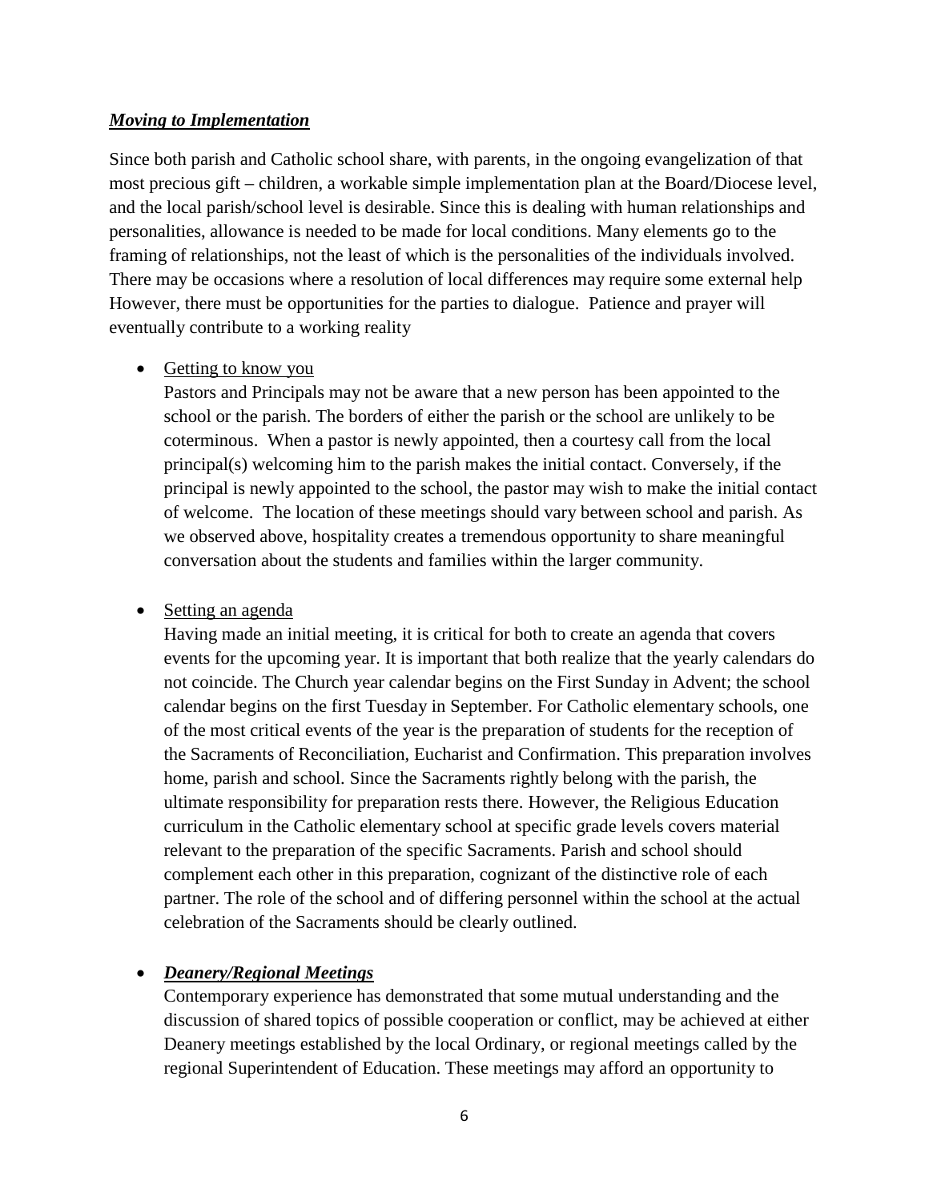***Moving to Implementation***

Since both parish and Catholic school share, with parents, in the ongoing evangelization of that most precious gift – children, a workable simple implementation plan at the Board/Diocese level, and the local parish/school level is desirable. Since this is dealing with human relationships and personalities, allowance is needed to be made for local conditions. Many elements go to the framing of relationships, not the least of which is the personalities of the individuals involved. There may be occasions where a resolution of local differences may require some external help However, there must be opportunities for the parties to dialogue. Patience and prayer will eventually contribute to a working reality

- Getting to know you

  Pastors and Principals may not be aware that a new person has been appointed to the school or the parish. The borders of either the parish or the school are unlikely to be coterminous. When a pastor is newly appointed, then a courtesy call from the local principal(s) welcoming him to the parish makes the initial contact. Conversely, if the principal is newly appointed to the school, the pastor may wish to make the initial contact of welcome. The location of these meetings should vary between school and parish. As we observed above, hospitality creates a tremendous opportunity to share meaningful conversation about the students and families within the larger community.

- Setting an agenda

  Having made an initial meeting, it is critical for both to create an agenda that covers events for the upcoming year. It is important that both realize that the yearly calendars do not coincide. The Church year calendar begins on the First Sunday in Advent; the school calendar begins on the first Tuesday in September. For Catholic elementary schools, one of the most critical events of the year is the preparation of students for the reception of the Sacraments of Reconciliation, Eucharist and Confirmation. This preparation involves home, parish and school. Since the Sacraments rightly belong with the parish, the ultimate responsibility for preparation rests there. However, the Religious Education curriculum in the Catholic elementary school at specific grade levels covers material relevant to the preparation of the specific Sacraments. Parish and school should complement each other in this preparation, cognizant of the distinctive role of each partner. The role of the school and of differing personnel within the school at the actual celebration of the Sacraments should be clearly outlined.

- ***Deanery/Regional Meetings***

  Contemporary experience has demonstrated that some mutual understanding and the discussion of shared topics of possible cooperation or conflict, may be achieved at either Deanery meetings established by the local Ordinary, or regional meetings called by the regional Superintendent of Education. These meetings may afford an opportunity to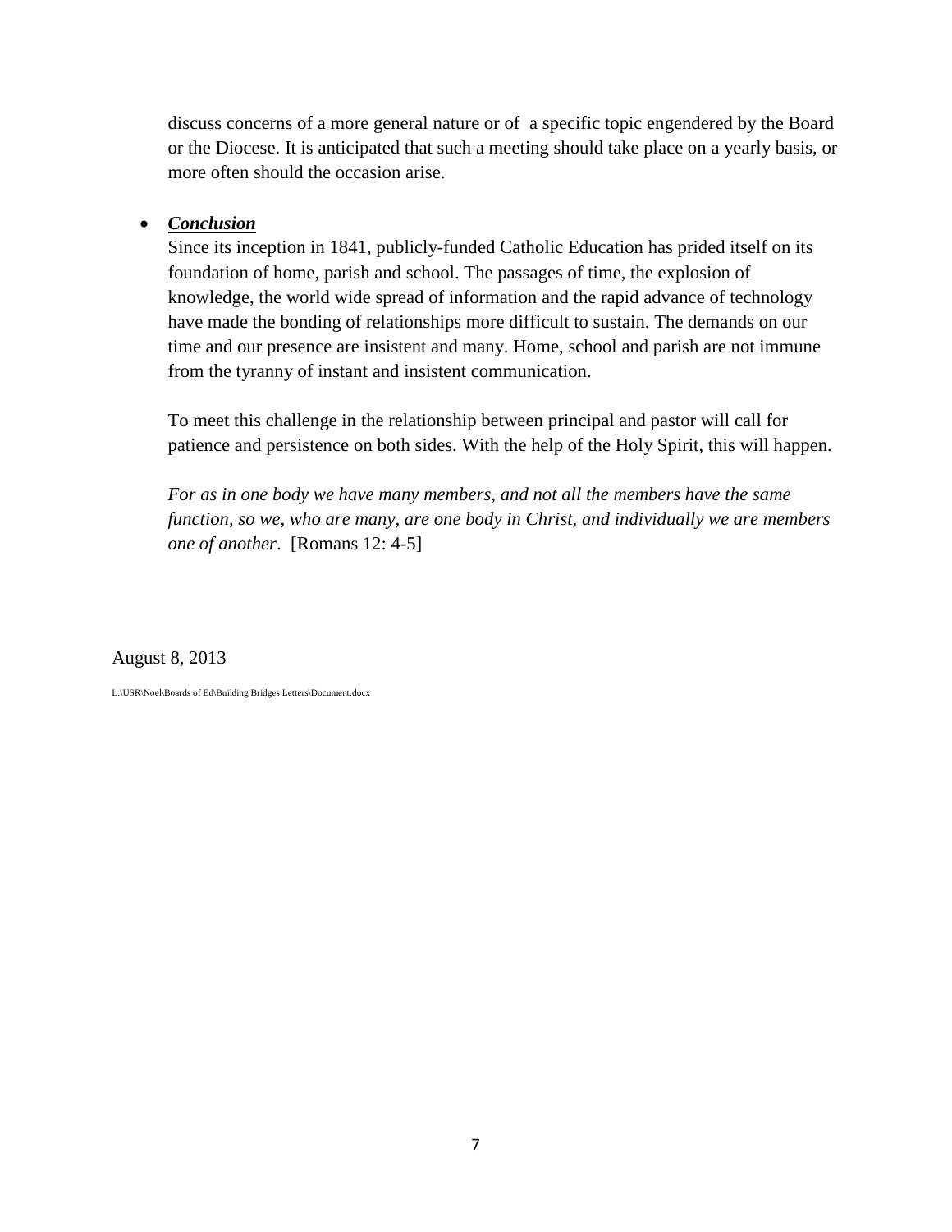discuss concerns of a more general nature or of a specific topic engendered by the Board or the Diocese. It is anticipated that such a meeting should take place on a yearly basis, or more often should the occasion arise.

- ***Conclusion***

  Since its inception in 1841, publicly-funded Catholic Education has prided itself on its foundation of home, parish and school. The passages of time, the explosion of knowledge, the world wide spread of information and the rapid advance of technology have made the bonding of relationships more difficult to sustain. The demands on our time and our presence are insistent and many. Home, school and parish are not immune from the tyranny of instant and insistent communication.

  To meet this challenge in the relationship between principal and pastor will call for patience and persistence on both sides. With the help of the Holy Spirit, this will happen.

  *For as in one body we have many members, and not all the members have the same function, so we, who are many, are one body in Christ, and individually we are members one of another*. [Romans 12: 4-5]

August 8, 2013

L:\USR\Noel\Boards of Ed\Building Bridges Letters\Document.docx